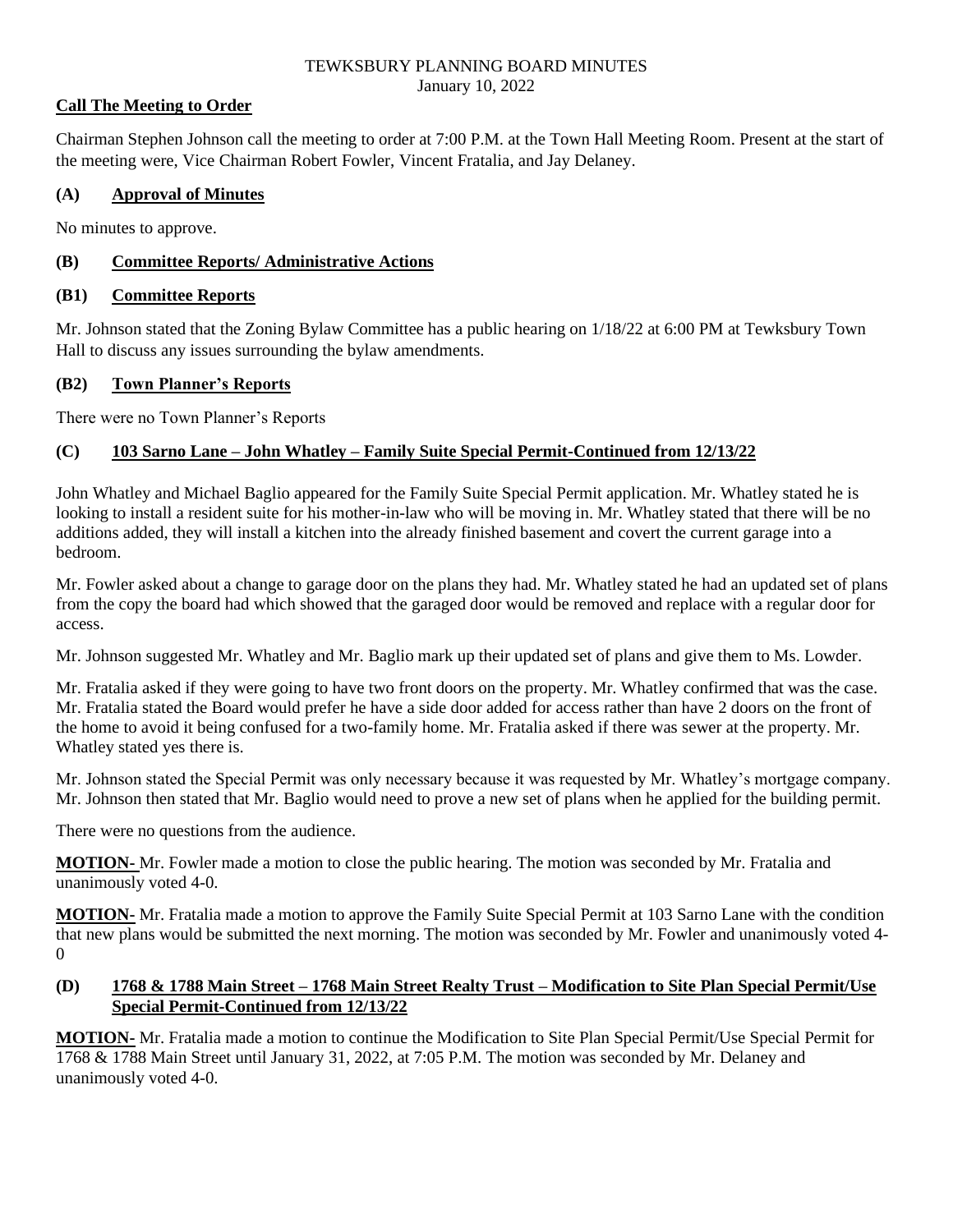# TEWKSBURY PLANNING BOARD MINUTES

January 10, 2022

**Call The Meeting to Order**

Chairman Stephen Johnson call the meeting to order at 7:00 P.M. at the Town Hall Meeting Room. Present at the start of the meeting were, Vice Chairman Robert Fowler, Vincent Fratalia, and Jay Delaney.

## (A) Approval of Minutes

No minutes to approve.

## (B) Committee Reports/ Administrative Actions

## (B1) Committee Reports

Mr. Johnson stated that the Zoning Bylaw Committee has a public hearing on 1/18/22 at 6:00 PM at Tewksbury Town Hall to discuss any issues surrounding the bylaw amendments.

## (B2) Town Planner's Reports

There were no Town Planner's Reports

## (C) 103 Sarno Lane – John Whatley – Family Suite Special Permit-Continued from 12/13/22

John Whatley and Michael Baglio appeared for the Family Suite Special Permit application. Mr. Whatley stated he is looking to install a resident suite for his mother-in-law who will be moving in. Mr. Whatley stated that there will be no additions added, they will install a kitchen into the already finished basement and covert the current garage into a bedroom.

Mr. Fowler asked about a change to garage door on the plans they had. Mr. Whatley stated he had an updated set of plans from the copy the board had which showed that the garaged door would be removed and replace with a regular door for access.

Mr. Johnson suggested Mr. Whatley and Mr. Baglio mark up their updated set of plans and give them to Ms. Lowder.

Mr. Fratalia asked if they were going to have two front doors on the property. Mr. Whatley confirmed that was the case. Mr. Fratalia stated the Board would prefer he have a side door added for access rather than have 2 doors on the front of the home to avoid it being confused for a two-family home. Mr. Fratalia asked if there was sewer at the property. Mr. Whatley stated yes there is.

Mr. Johnson stated the Special Permit was only necessary because it was requested by Mr. Whatley's mortgage company. Mr. Johnson then stated that Mr. Baglio would need to prove a new set of plans when he applied for the building permit.

There were no questions from the audience.

**MOTION-** Mr. Fowler made a motion to close the public hearing. The motion was seconded by Mr. Fratalia and unanimously voted 4-0.

**MOTION-** Mr. Fratalia made a motion to approve the Family Suite Special Permit at 103 Sarno Lane with the condition that new plans would be submitted the next morning. The motion was seconded by Mr. Fowler and unanimously voted 4-0

## (D) 1768 & 1788 Main Street – 1768 Main Street Realty Trust – Modification to Site Plan Special Permit/Use Special Permit-Continued from 12/13/22

**MOTION-** Mr. Fratalia made a motion to continue the Modification to Site Plan Special Permit/Use Special Permit for 1768 & 1788 Main Street until January 31, 2022, at 7:05 P.M. The motion was seconded by Mr. Delaney and unanimously voted 4-0.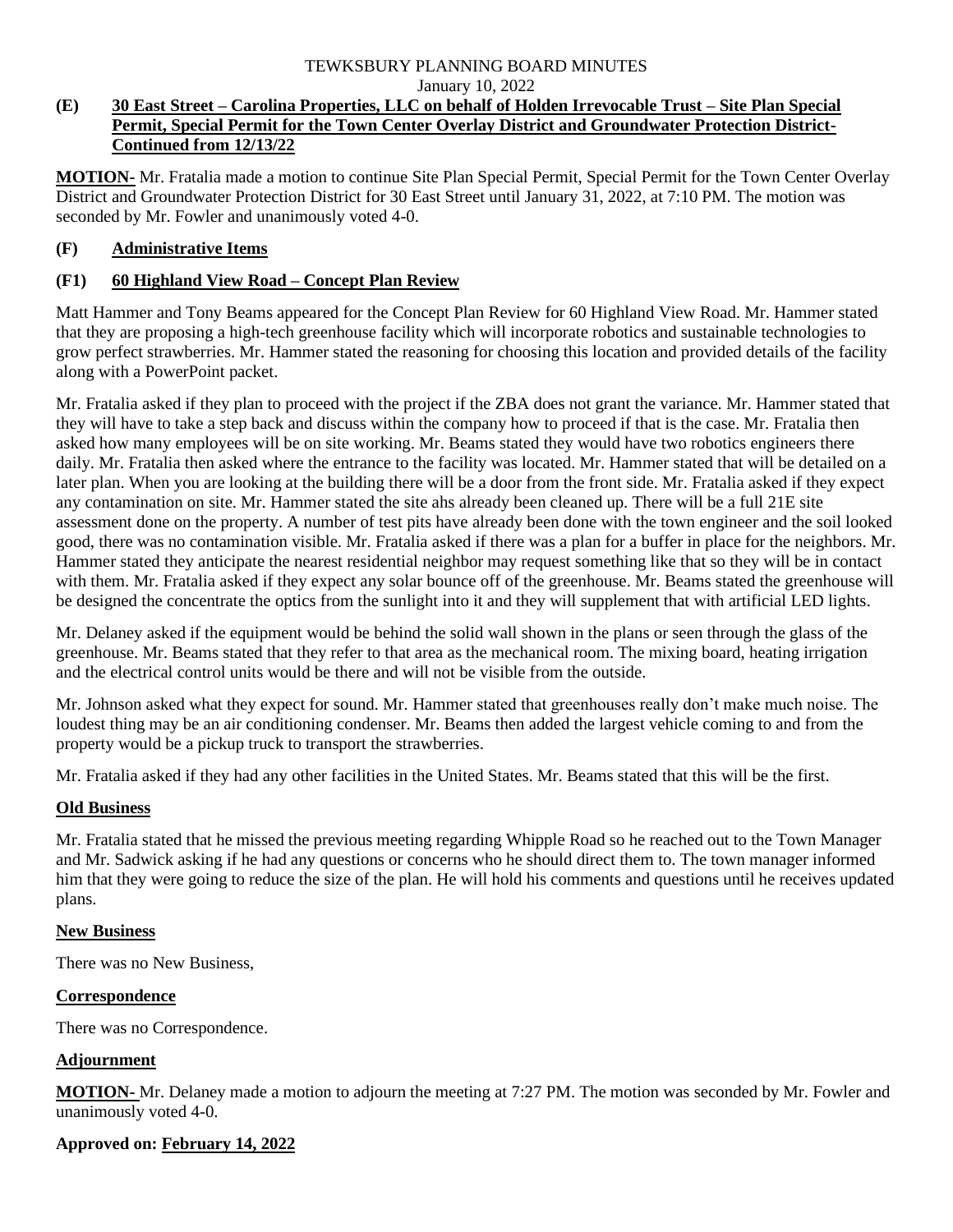TEWKSBURY PLANNING BOARD MINUTES
January 10, 2022

## (E) 30 East Street – Carolina Properties, LLC on behalf of Holden Irrevocable Trust – Site Plan Special Permit, Special Permit for the Town Center Overlay District and Groundwater Protection District- Continued from 12/13/22

**MOTION-** Mr. Fratalia made a motion to continue Site Plan Special Permit, Special Permit for the Town Center Overlay District and Groundwater Protection District for 30 East Street until January 31, 2022, at 7:10 PM. The motion was seconded by Mr. Fowler and unanimously voted 4-0.

## (F) Administrative Items

### (F1) 60 Highland View Road – Concept Plan Review

Matt Hammer and Tony Beams appeared for the Concept Plan Review for 60 Highland View Road. Mr. Hammer stated that they are proposing a high-tech greenhouse facility which will incorporate robotics and sustainable technologies to grow perfect strawberries. Mr. Hammer stated the reasoning for choosing this location and provided details of the facility along with a PowerPoint packet.

Mr. Fratalia asked if they plan to proceed with the project if the ZBA does not grant the variance. Mr. Hammer stated that they will have to take a step back and discuss within the company how to proceed if that is the case. Mr. Fratalia then asked how many employees will be on site working. Mr. Beams stated they would have two robotics engineers there daily. Mr. Fratalia then asked where the entrance to the facility was located. Mr. Hammer stated that will be detailed on a later plan. When you are looking at the building there will be a door from the front side. Mr. Fratalia asked if they expect any contamination on site. Mr. Hammer stated the site ahs already been cleaned up. There will be a full 21E site assessment done on the property. A number of test pits have already been done with the town engineer and the soil looked good, there was no contamination visible. Mr. Fratalia asked if there was a plan for a buffer in place for the neighbors. Mr. Hammer stated they anticipate the nearest residential neighbor may request something like that so they will be in contact with them. Mr. Fratalia asked if they expect any solar bounce off of the greenhouse. Mr. Beams stated the greenhouse will be designed the concentrate the optics from the sunlight into it and they will supplement that with artificial LED lights.

Mr. Delaney asked if the equipment would be behind the solid wall shown in the plans or seen through the glass of the greenhouse. Mr. Beams stated that they refer to that area as the mechanical room. The mixing board, heating irrigation and the electrical control units would be there and will not be visible from the outside.

Mr. Johnson asked what they expect for sound. Mr. Hammer stated that greenhouses really don't make much noise. The loudest thing may be an air conditioning condenser. Mr. Beams then added the largest vehicle coming to and from the property would be a pickup truck to transport the strawberries.

Mr. Fratalia asked if they had any other facilities in the United States. Mr. Beams stated that this will be the first.

## Old Business

Mr. Fratalia stated that he missed the previous meeting regarding Whipple Road so he reached out to the Town Manager and Mr. Sadwick asking if he had any questions or concerns who he should direct them to. The town manager informed him that they were going to reduce the size of the plan. He will hold his comments and questions until he receives updated plans.

## New Business

There was no New Business,

## Correspondence

There was no Correspondence.

## Adjournment

**MOTION-** Mr. Delaney made a motion to adjourn the meeting at 7:27 PM. The motion was seconded by Mr. Fowler and unanimously voted 4-0.

**Approved on: February 14, 2022**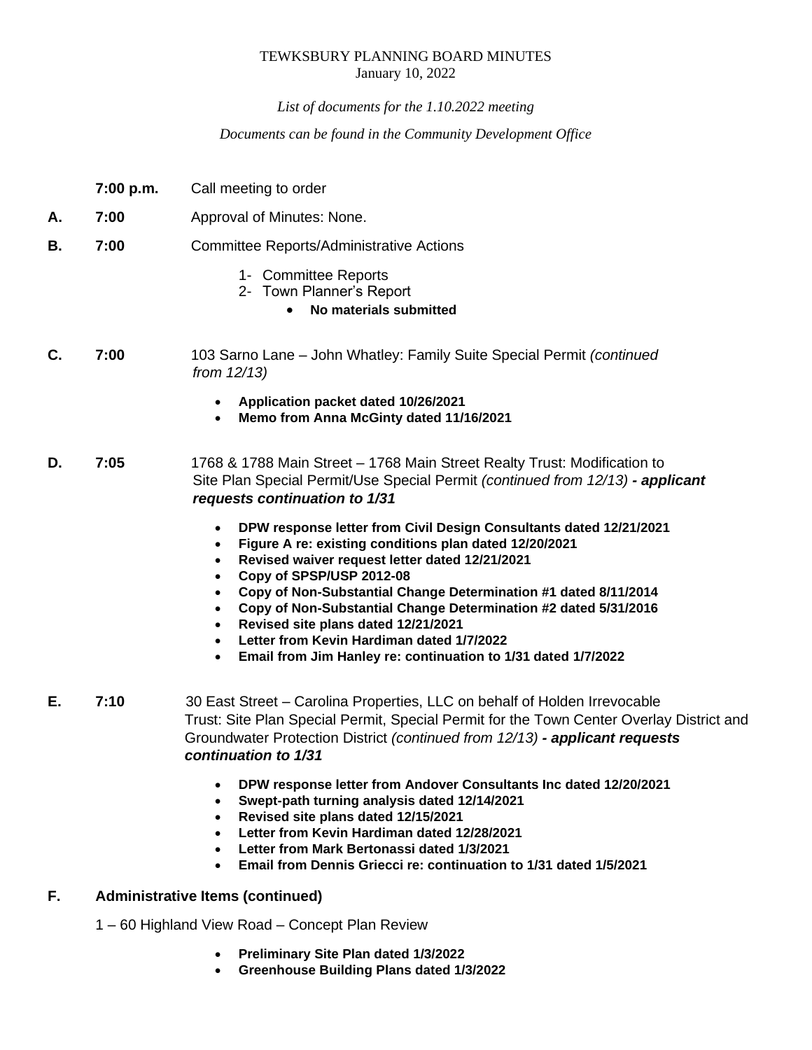TEWKSBURY PLANNING BOARD MINUTES
January 10, 2022

*List of documents for the 1.10.2022 meeting*

*Documents can be found in the Community Development Office*

**7:00 p.m.** Call meeting to order

**A.** **7:00** Approval of Minutes: None.

**B.** **7:00** Committee Reports/Administrative Actions

1- Committee Reports
2- Town Planner's Report
   - **No materials submitted**

**C.** **7:00** 103 Sarno Lane – John Whatley: Family Suite Special Permit *(continued from 12/13)*

- **Application packet dated 10/26/2021**
- **Memo from Anna McGinty dated 11/16/2021**

**D.** **7:05** 1768 & 1788 Main Street – 1768 Main Street Realty Trust: Modification to Site Plan Special Permit/Use Special Permit *(continued from 12/13)* ***- applicant requests continuation to 1/31***

- **DPW response letter from Civil Design Consultants dated 12/21/2021**
- **Figure A re: existing conditions plan dated 12/20/2021**
- **Revised waiver request letter dated 12/21/2021**
- **Copy of SPSP/USP 2012-08**
- **Copy of Non-Substantial Change Determination #1 dated 8/11/2014**
- **Copy of Non-Substantial Change Determination #2 dated 5/31/2016**
- **Revised site plans dated 12/21/2021**
- **Letter from Kevin Hardiman dated 1/7/2022**
- **Email from Jim Hanley re: continuation to 1/31 dated 1/7/2022**

**E.** **7:10** 30 East Street – Carolina Properties, LLC on behalf of Holden Irrevocable Trust: Site Plan Special Permit, Special Permit for the Town Center Overlay District and Groundwater Protection District *(continued from 12/13)* ***- applicant requests continuation to 1/31***

- **DPW response letter from Andover Consultants Inc dated 12/20/2021**
- **Swept-path turning analysis dated 12/14/2021**
- **Revised site plans dated 12/15/2021**
- **Letter from Kevin Hardiman dated 12/28/2021**
- **Letter from Mark Bertonassi dated 1/3/2021**
- **Email from Dennis Griecci re: continuation to 1/31 dated 1/5/2021**

**F.** **Administrative Items (continued)**

1 – 60 Highland View Road – Concept Plan Review

- **Preliminary Site Plan dated 1/3/2022**
- **Greenhouse Building Plans dated 1/3/2022**